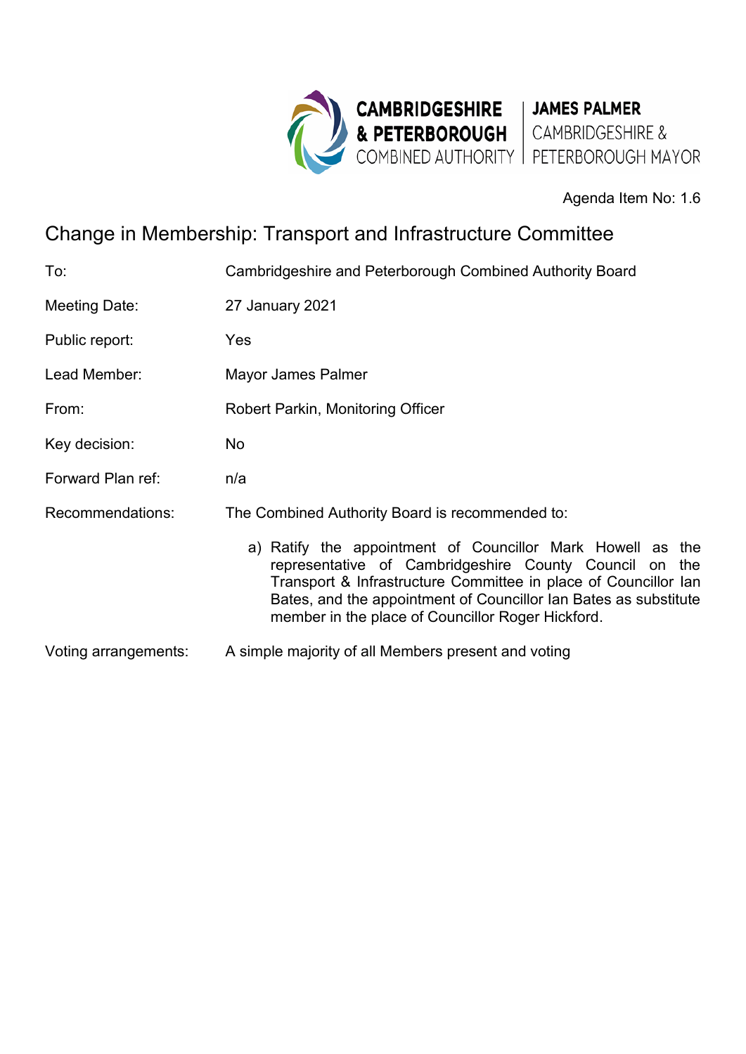CAMBRIDGESHIRE & PETERBOROUGH COMBINED AUTHORITY | JAMES PALMER CAMBRIDGESHIRE & PETERBOROUGH MAYOR

Agenda Item No: 1.6

# Change in Membership: Transport and Infrastructure Committee

| | |
|---|---|
| To: | Cambridgeshire and Peterborough Combined Authority Board |
| Meeting Date: | 27 January 2021 |
| Public report: | Yes |
| Lead Member: | Mayor James Palmer |
| From: | Robert Parkin, Monitoring Officer |
| Key decision: | No |
| Forward Plan ref: | n/a |
| Recommendations: | The Combined Authority Board is recommended to: a) Ratify the appointment of Councillor Mark Howell as the representative of Cambridgeshire County Council on the Transport & Infrastructure Committee in place of Councillor Ian Bates, and the appointment of Councillor Ian Bates as substitute member in the place of Councillor Roger Hickford. |
| Voting arrangements: | A simple majority of all Members present and voting |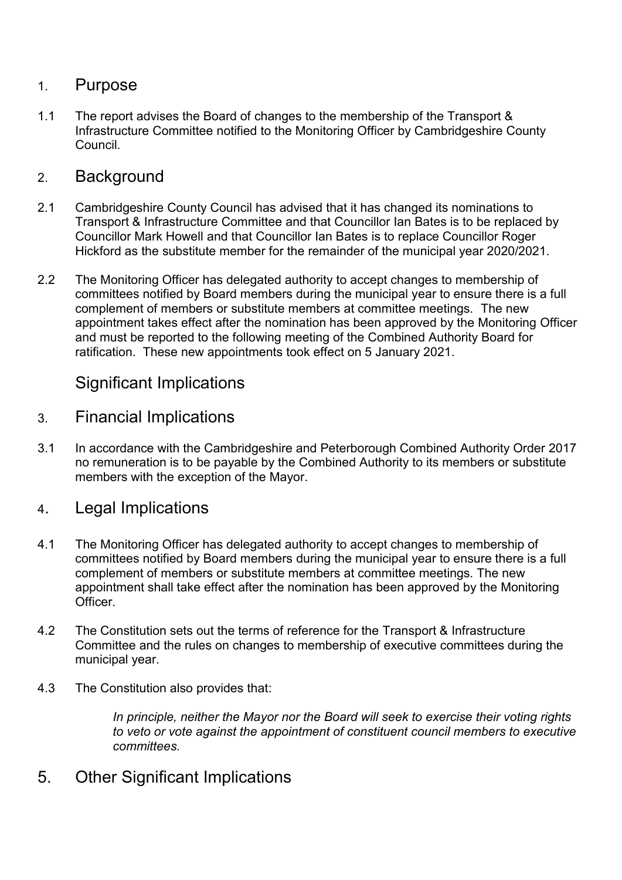## 1. Purpose

1.1 The report advises the Board of changes to the membership of the Transport & Infrastructure Committee notified to the Monitoring Officer by Cambridgeshire County Council.

## 2. Background

2.1 Cambridgeshire County Council has advised that it has changed its nominations to Transport & Infrastructure Committee and that Councillor Ian Bates is to be replaced by Councillor Mark Howell and that Councillor Ian Bates is to replace Councillor Roger Hickford as the substitute member for the remainder of the municipal year 2020/2021.

2.2 The Monitoring Officer has delegated authority to accept changes to membership of committees notified by Board members during the municipal year to ensure there is a full complement of members or substitute members at committee meetings. The new appointment takes effect after the nomination has been approved by the Monitoring Officer and must be reported to the following meeting of the Combined Authority Board for ratification. These new appointments took effect on 5 January 2021.

## Significant Implications

## 3. Financial Implications

3.1 In accordance with the Cambridgeshire and Peterborough Combined Authority Order 2017 no remuneration is to be payable by the Combined Authority to its members or substitute members with the exception of the Mayor.

## 4. Legal Implications

4.1 The Monitoring Officer has delegated authority to accept changes to membership of committees notified by Board members during the municipal year to ensure there is a full complement of members or substitute members at committee meetings. The new appointment shall take effect after the nomination has been approved by the Monitoring Officer.

4.2 The Constitution sets out the terms of reference for the Transport & Infrastructure Committee and the rules on changes to membership of executive committees during the municipal year.

4.3 The Constitution also provides that:

> *In principle, neither the Mayor nor the Board will seek to exercise their voting rights to veto or vote against the appointment of constituent council members to executive committees.*

## 5. Other Significant Implications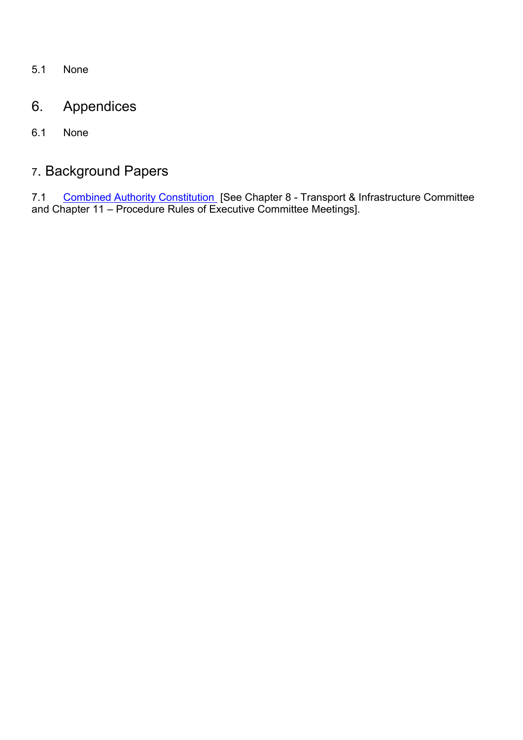5.1 None

## 6. Appendices

6.1 None

## 7. Background Papers

7.1 Combined Authority Constitution [See Chapter 8 - Transport & Infrastructure Committee and Chapter 11 – Procedure Rules of Executive Committee Meetings].